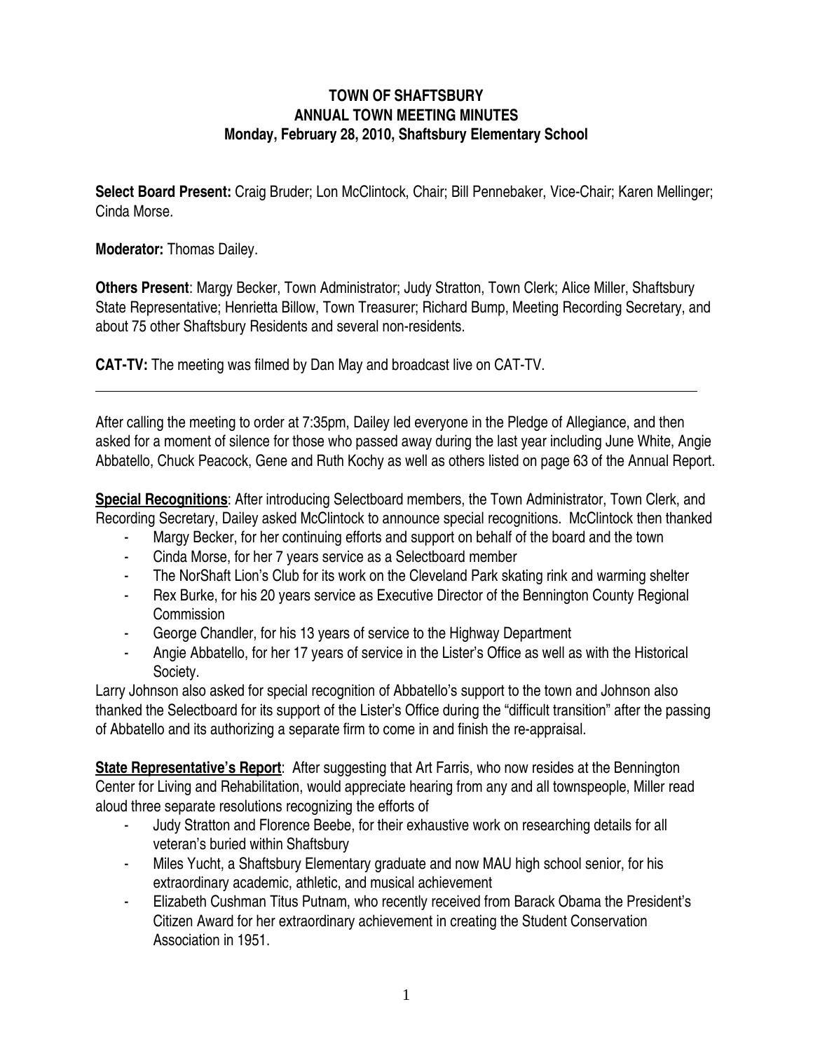# TOWN OF SHAFTSBURY
## ANNUAL TOWN MEETING MINUTES
### Monday, February 28, 2010, Shaftsbury Elementary School

**Select Board Present:** Craig Bruder; Lon McClintock, Chair; Bill Pennebaker, Vice-Chair; Karen Mellinger; Cinda Morse.

**Moderator:** Thomas Dailey.

**Others Present**: Margy Becker, Town Administrator; Judy Stratton, Town Clerk; Alice Miller, Shaftsbury State Representative; Henrietta Billow, Town Treasurer; Richard Bump, Meeting Recording Secretary, and about 75 other Shaftsbury Residents and several non-residents.

**CAT-TV:** The meeting was filmed by Dan May and broadcast live on CAT-TV.

---

After calling the meeting to order at 7:35pm, Dailey led everyone in the Pledge of Allegiance, and then asked for a moment of silence for those who passed away during the last year including June White, Angie Abbatello, Chuck Peacock, Gene and Ruth Kochy as well as others listed on page 63 of the Annual Report.

**Special Recognitions**: After introducing Selectboard members, the Town Administrator, Town Clerk, and Recording Secretary, Dailey asked McClintock to announce special recognitions. McClintock then thanked

- Margy Becker, for her continuing efforts and support on behalf of the board and the town
- Cinda Morse, for her 7 years service as a Selectboard member
- The NorShaft Lion's Club for its work on the Cleveland Park skating rink and warming shelter
- Rex Burke, for his 20 years service as Executive Director of the Bennington County Regional Commission
- George Chandler, for his 13 years of service to the Highway Department
- Angie Abbatello, for her 17 years of service in the Lister's Office as well as with the Historical Society.

Larry Johnson also asked for special recognition of Abbatello's support to the town and Johnson also thanked the Selectboard for its support of the Lister's Office during the "difficult transition" after the passing of Abbatello and its authorizing a separate firm to come in and finish the re-appraisal.

**State Representative's Report**: After suggesting that Art Farris, who now resides at the Bennington Center for Living and Rehabilitation, would appreciate hearing from any and all townspeople, Miller read aloud three separate resolutions recognizing the efforts of

- Judy Stratton and Florence Beebe, for their exhaustive work on researching details for all veteran's buried within Shaftsbury
- Miles Yucht, a Shaftsbury Elementary graduate and now MAU high school senior, for his extraordinary academic, athletic, and musical achievement
- Elizabeth Cushman Titus Putnam, who recently received from Barack Obama the President's Citizen Award for her extraordinary achievement in creating the Student Conservation Association in 1951.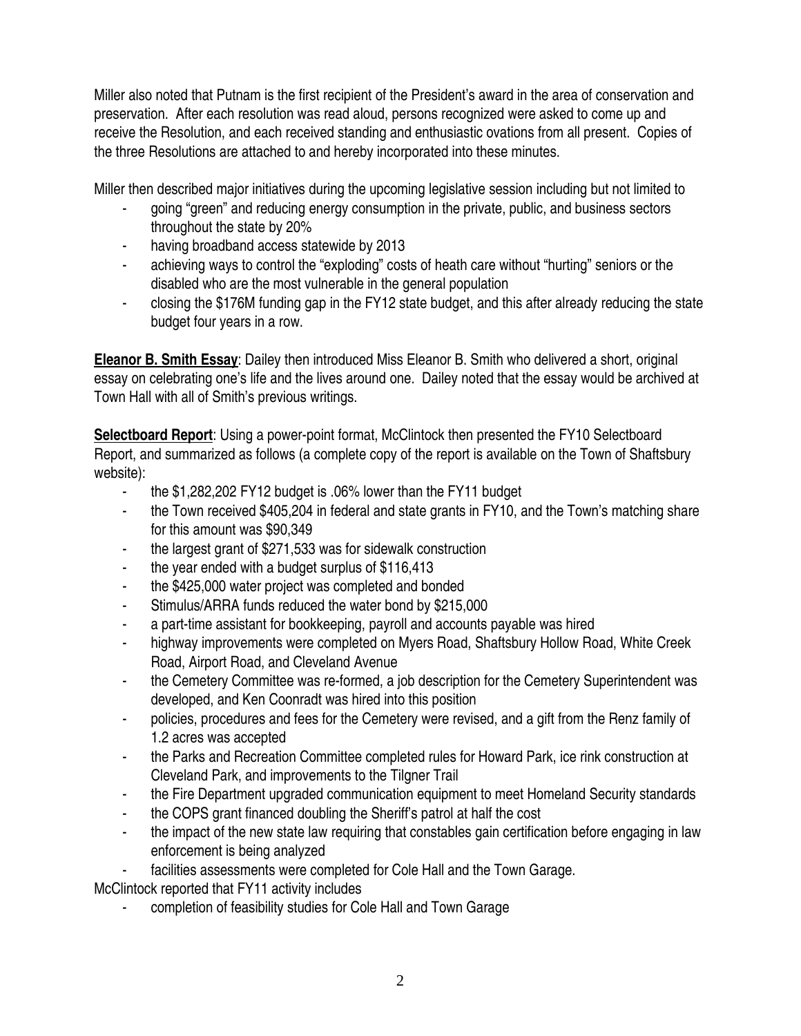Miller also noted that Putnam is the first recipient of the President's award in the area of conservation and preservation. After each resolution was read aloud, persons recognized were asked to come up and receive the Resolution, and each received standing and enthusiastic ovations from all present. Copies of the three Resolutions are attached to and hereby incorporated into these minutes.

Miller then described major initiatives during the upcoming legislative session including but not limited to

- going "green" and reducing energy consumption in the private, public, and business sectors throughout the state by 20%
- having broadband access statewide by 2013
- achieving ways to control the "exploding" costs of heath care without "hurting" seniors or the disabled who are the most vulnerable in the general population
- closing the $176M funding gap in the FY12 state budget, and this after already reducing the state budget four years in a row.

**Eleanor B. Smith Essay**: Dailey then introduced Miss Eleanor B. Smith who delivered a short, original essay on celebrating one's life and the lives around one. Dailey noted that the essay would be archived at Town Hall with all of Smith's previous writings.

**Selectboard Report**: Using a power-point format, McClintock then presented the FY10 Selectboard Report, and summarized as follows (a complete copy of the report is available on the Town of Shaftsbury website):

- the $1,282,202 FY12 budget is .06% lower than the FY11 budget
- the Town received $405,204 in federal and state grants in FY10, and the Town's matching share for this amount was $90,349
- the largest grant of $271,533 was for sidewalk construction
- the year ended with a budget surplus of $116,413
- the $425,000 water project was completed and bonded
- Stimulus/ARRA funds reduced the water bond by $215,000
- a part-time assistant for bookkeeping, payroll and accounts payable was hired
- highway improvements were completed on Myers Road, Shaftsbury Hollow Road, White Creek Road, Airport Road, and Cleveland Avenue
- the Cemetery Committee was re-formed, a job description for the Cemetery Superintendent was developed, and Ken Coonradt was hired into this position
- policies, procedures and fees for the Cemetery were revised, and a gift from the Renz family of 1.2 acres was accepted
- the Parks and Recreation Committee completed rules for Howard Park, ice rink construction at Cleveland Park, and improvements to the Tilgner Trail
- the Fire Department upgraded communication equipment to meet Homeland Security standards
- the COPS grant financed doubling the Sheriff's patrol at half the cost
- the impact of the new state law requiring that constables gain certification before engaging in law enforcement is being analyzed
- facilities assessments were completed for Cole Hall and the Town Garage.

McClintock reported that FY11 activity includes

- completion of feasibility studies for Cole Hall and Town Garage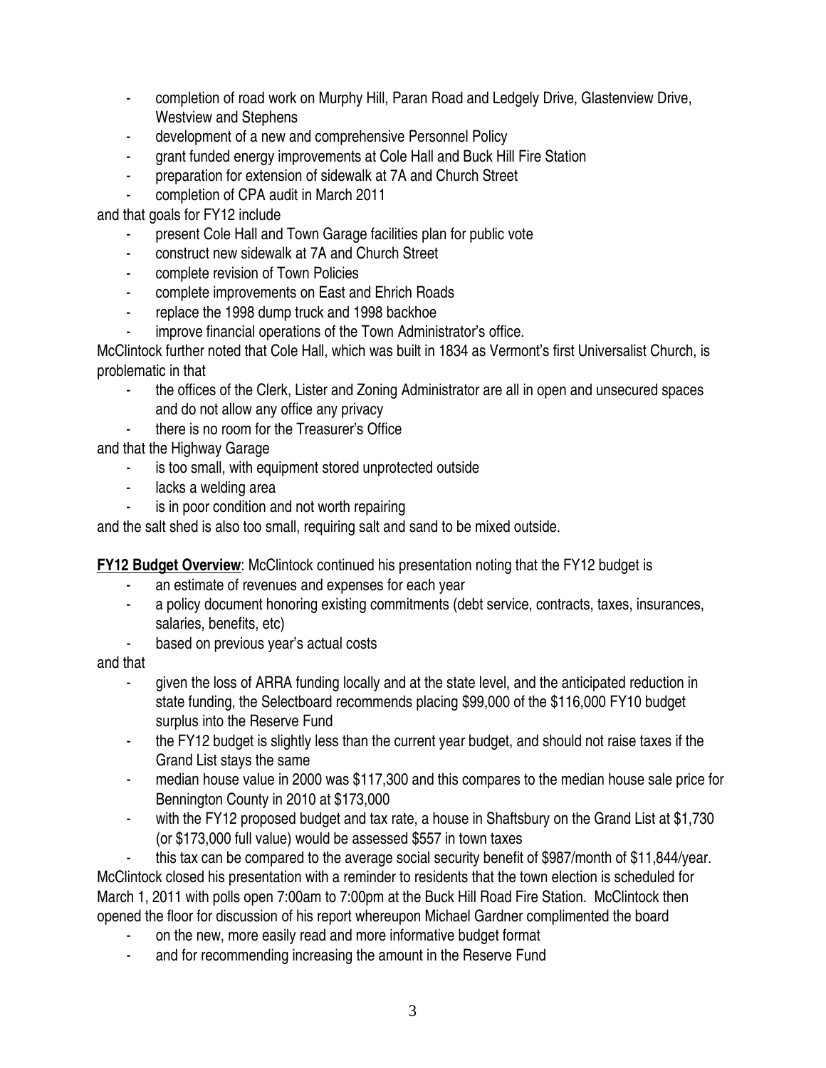- completion of road work on Murphy Hill, Paran Road and Ledgely Drive, Glastenview Drive, Westview and Stephens
- development of a new and comprehensive Personnel Policy
- grant funded energy improvements at Cole Hall and Buck Hill Fire Station
- preparation for extension of sidewalk at 7A and Church Street
- completion of CPA audit in March 2011

and that goals for FY12 include

- present Cole Hall and Town Garage facilities plan for public vote
- construct new sidewalk at 7A and Church Street
- complete revision of Town Policies
- complete improvements on East and Ehrich Roads
- replace the 1998 dump truck and 1998 backhoe
- improve financial operations of the Town Administrator's office.

McClintock further noted that Cole Hall, which was built in 1834 as Vermont's first Universalist Church, is problematic in that

- the offices of the Clerk, Lister and Zoning Administrator are all in open and unsecured spaces and do not allow any office any privacy
- there is no room for the Treasurer's Office

and that the Highway Garage

- is too small, with equipment stored unprotected outside
- lacks a welding area
- is in poor condition and not worth repairing

and the salt shed is also too small, requiring salt and sand to be mixed outside.

**FY12 Budget Overview**: McClintock continued his presentation noting that the FY12 budget is

- an estimate of revenues and expenses for each year
- a policy document honoring existing commitments (debt service, contracts, taxes, insurances, salaries, benefits, etc)
- based on previous year's actual costs

and that

- given the loss of ARRA funding locally and at the state level, and the anticipated reduction in state funding, the Selectboard recommends placing $99,000 of the $116,000 FY10 budget surplus into the Reserve Fund
- the FY12 budget is slightly less than the current year budget, and should not raise taxes if the Grand List stays the same
- median house value in 2000 was $117,300 and this compares to the median house sale price for Bennington County in 2010 at $173,000
- with the FY12 proposed budget and tax rate, a house in Shaftsbury on the Grand List at $1,730 (or $173,000 full value) would be assessed $557 in town taxes
- this tax can be compared to the average social security benefit of $987/month of $11,844/year.

McClintock closed his presentation with a reminder to residents that the town election is scheduled for March 1, 2011 with polls open 7:00am to 7:00pm at the Buck Hill Road Fire Station. McClintock then opened the floor for discussion of his report whereupon Michael Gardner complimented the board

- on the new, more easily read and more informative budget format
- and for recommending increasing the amount in the Reserve Fund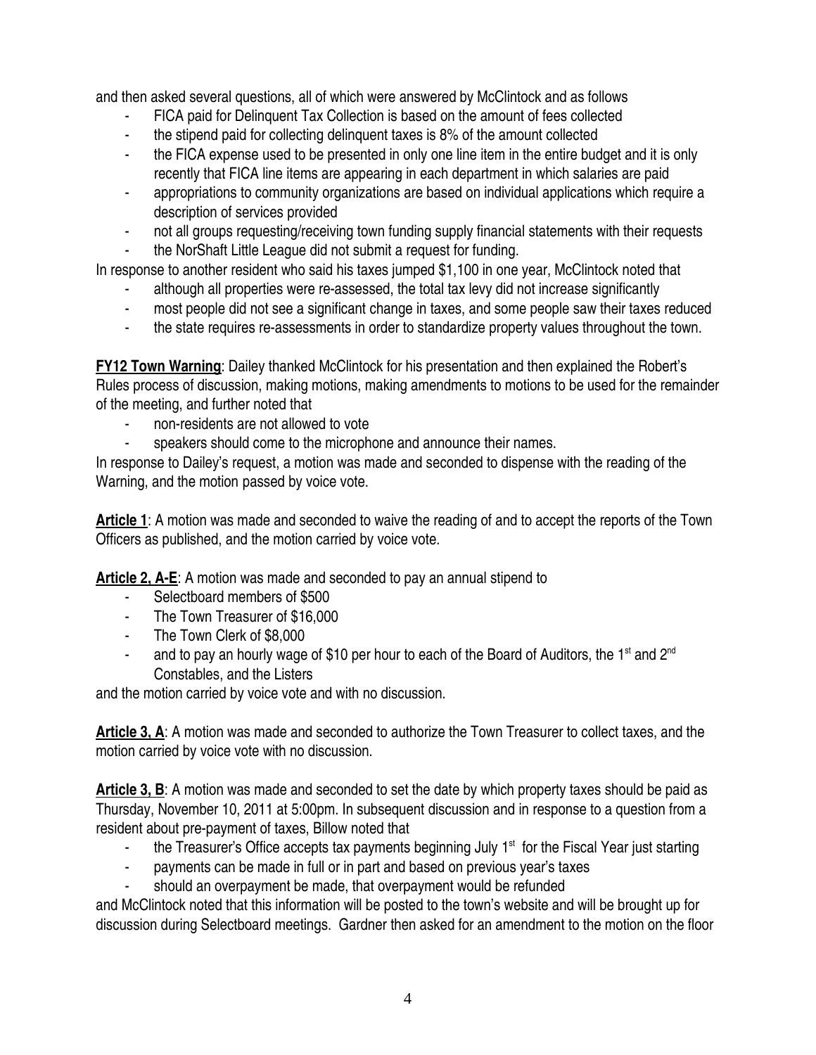and then asked several questions, all of which were answered by McClintock and as follows

- FICA paid for Delinquent Tax Collection is based on the amount of fees collected
- the stipend paid for collecting delinquent taxes is 8% of the amount collected
- the FICA expense used to be presented in only one line item in the entire budget and it is only recently that FICA line items are appearing in each department in which salaries are paid
- appropriations to community organizations are based on individual applications which require a description of services provided
- not all groups requesting/receiving town funding supply financial statements with their requests
- the NorShaft Little League did not submit a request for funding.

In response to another resident who said his taxes jumped $1,100 in one year, McClintock noted that

- although all properties were re-assessed, the total tax levy did not increase significantly
- most people did not see a significant change in taxes, and some people saw their taxes reduced
- the state requires re-assessments in order to standardize property values throughout the town.

**FY12 Town Warning**: Dailey thanked McClintock for his presentation and then explained the Robert's Rules process of discussion, making motions, making amendments to motions to be used for the remainder of the meeting, and further noted that

- non-residents are not allowed to vote
- speakers should come to the microphone and announce their names.

In response to Dailey's request, a motion was made and seconded to dispense with the reading of the Warning, and the motion passed by voice vote.

**Article 1**: A motion was made and seconded to waive the reading of and to accept the reports of the Town Officers as published, and the motion carried by voice vote.

**Article 2, A-E**: A motion was made and seconded to pay an annual stipend to

- Selectboard members of $500
- The Town Treasurer of $16,000
- The Town Clerk of $8,000
- and to pay an hourly wage of $10 per hour to each of the Board of Auditors, the 1st and 2nd Constables, and the Listers

and the motion carried by voice vote and with no discussion.

**Article 3, A**: A motion was made and seconded to authorize the Town Treasurer to collect taxes, and the motion carried by voice vote with no discussion.

**Article 3, B**: A motion was made and seconded to set the date by which property taxes should be paid as Thursday, November 10, 2011 at 5:00pm. In subsequent discussion and in response to a question from a resident about pre-payment of taxes, Billow noted that

- the Treasurer's Office accepts tax payments beginning July 1st for the Fiscal Year just starting
- payments can be made in full or in part and based on previous year's taxes
- should an overpayment be made, that overpayment would be refunded

and McClintock noted that this information will be posted to the town's website and will be brought up for discussion during Selectboard meetings. Gardner then asked for an amendment to the motion on the floor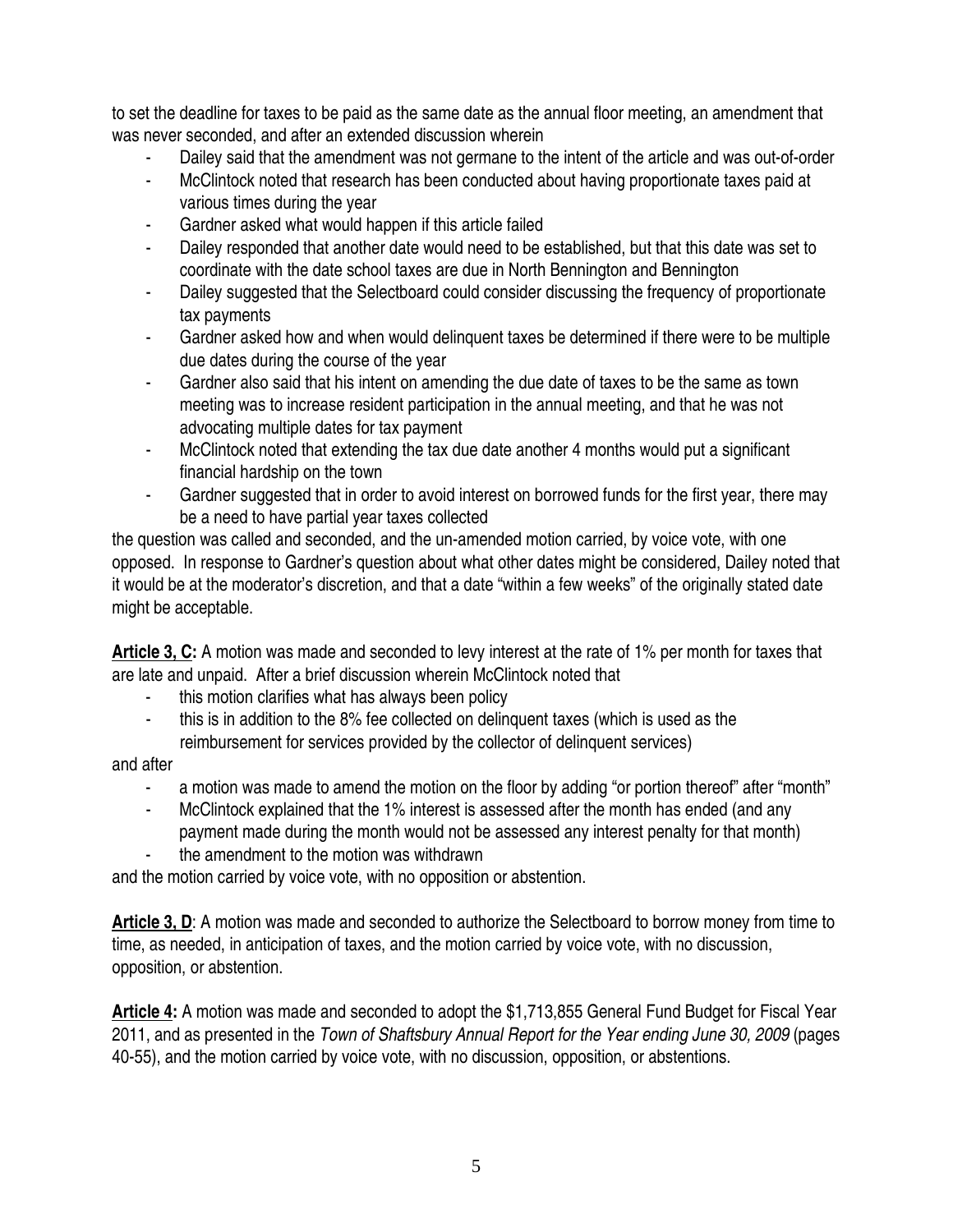to set the deadline for taxes to be paid as the same date as the annual floor meeting, an amendment that was never seconded, and after an extended discussion wherein

- Dailey said that the amendment was not germane to the intent of the article and was out-of-order
- McClintock noted that research has been conducted about having proportionate taxes paid at various times during the year
- Gardner asked what would happen if this article failed
- Dailey responded that another date would need to be established, but that this date was set to coordinate with the date school taxes are due in North Bennington and Bennington
- Dailey suggested that the Selectboard could consider discussing the frequency of proportionate tax payments
- Gardner asked how and when would delinquent taxes be determined if there were to be multiple due dates during the course of the year
- Gardner also said that his intent on amending the due date of taxes to be the same as town meeting was to increase resident participation in the annual meeting, and that he was not advocating multiple dates for tax payment
- McClintock noted that extending the tax due date another 4 months would put a significant financial hardship on the town
- Gardner suggested that in order to avoid interest on borrowed funds for the first year, there may be a need to have partial year taxes collected

the question was called and seconded, and the un-amended motion carried, by voice vote, with one opposed. In response to Gardner's question about what other dates might be considered, Dailey noted that it would be at the moderator's discretion, and that a date "within a few weeks" of the originally stated date might be acceptable.

**Article 3, C:** A motion was made and seconded to levy interest at the rate of 1% per month for taxes that are late and unpaid. After a brief discussion wherein McClintock noted that

- this motion clarifies what has always been policy
- this is in addition to the 8% fee collected on delinquent taxes (which is used as the reimbursement for services provided by the collector of delinquent services)

and after

- a motion was made to amend the motion on the floor by adding "or portion thereof" after "month"
- McClintock explained that the 1% interest is assessed after the month has ended (and any payment made during the month would not be assessed any interest penalty for that month)
- the amendment to the motion was withdrawn

and the motion carried by voice vote, with no opposition or abstention.

**Article 3, D**: A motion was made and seconded to authorize the Selectboard to borrow money from time to time, as needed, in anticipation of taxes, and the motion carried by voice vote, with no discussion, opposition, or abstention.

**Article 4:** A motion was made and seconded to adopt the $1,713,855 General Fund Budget for Fiscal Year 2011, and as presented in the *Town of Shaftsbury Annual Report for the Year ending June 30, 2009* (pages 40-55), and the motion carried by voice vote, with no discussion, opposition, or abstentions.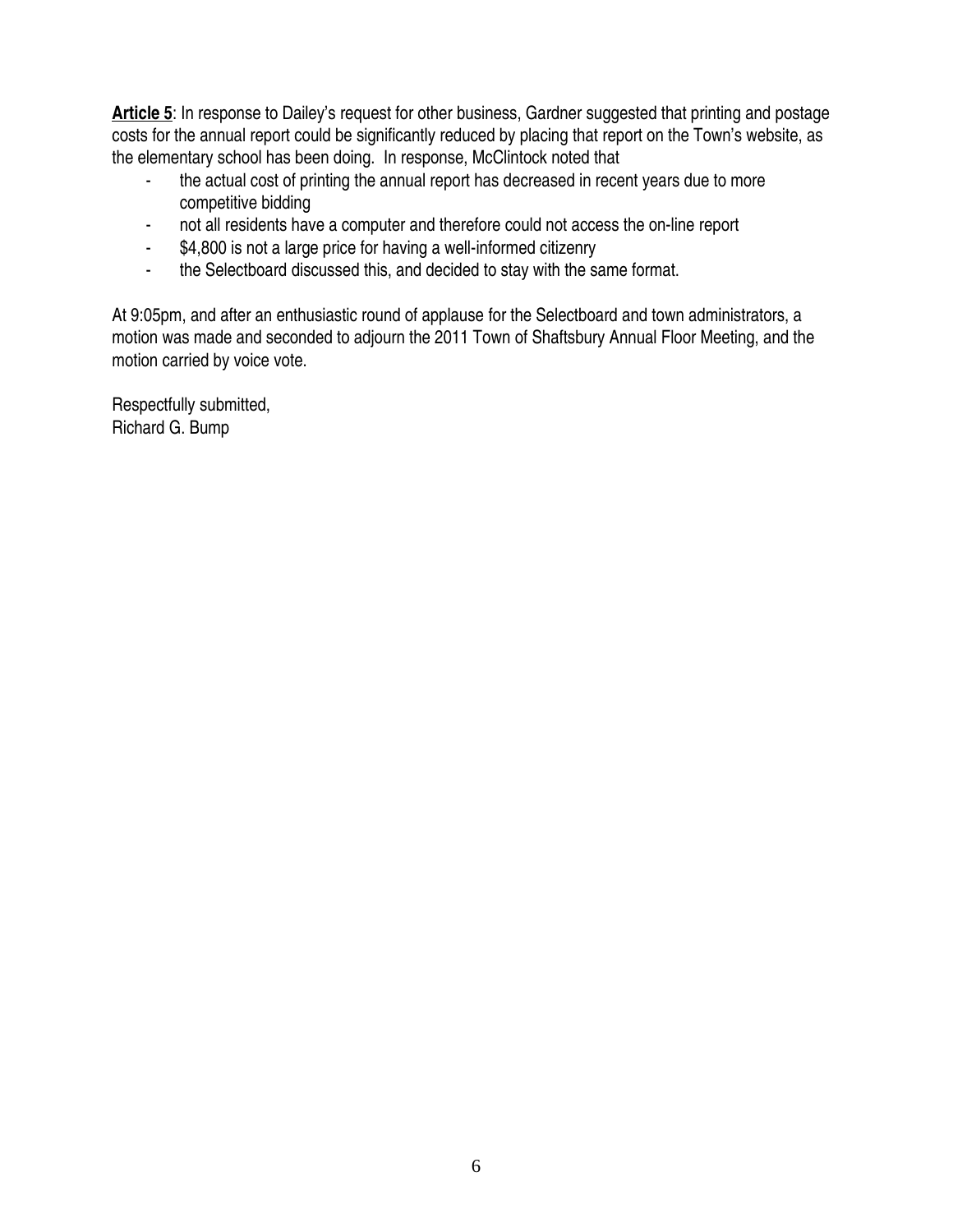**Article 5**: In response to Dailey's request for other business, Gardner suggested that printing and postage costs for the annual report could be significantly reduced by placing that report on the Town's website, as the elementary school has been doing. In response, McClintock noted that

- the actual cost of printing the annual report has decreased in recent years due to more competitive bidding
- not all residents have a computer and therefore could not access the on-line report
- $4,800 is not a large price for having a well-informed citizenry
- the Selectboard discussed this, and decided to stay with the same format.

At 9:05pm, and after an enthusiastic round of applause for the Selectboard and town administrators, a motion was made and seconded to adjourn the 2011 Town of Shaftsbury Annual Floor Meeting, and the motion carried by voice vote.

Respectfully submitted,
Richard G. Bump